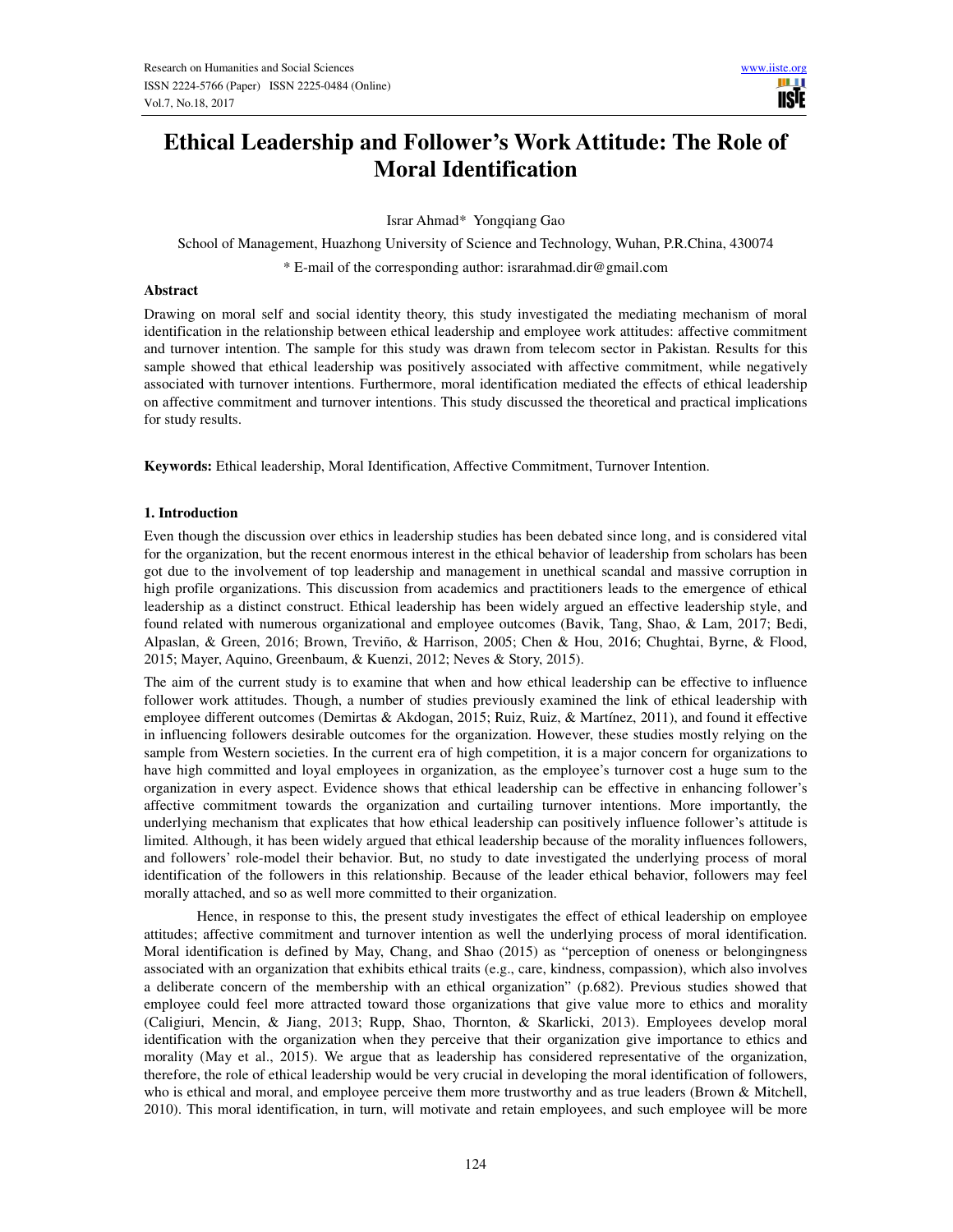# Ethical Leadership and Follower's Work Attitude: The Role of Moral Identification

Israr Ahmad* Yongqiang Gao

School of Management, Huazhong University of Science and Technology, Wuhan, P.R.China, 430074

\* E-mail of the corresponding author: israrahmad.dir@gmail.com

## Abstract

Drawing on moral self and social identity theory, this study investigated the mediating mechanism of moral identification in the relationship between ethical leadership and employee work attitudes: affective commitment and turnover intention. The sample for this study was drawn from telecom sector in Pakistan. Results for this sample showed that ethical leadership was positively associated with affective commitment, while negatively associated with turnover intentions. Furthermore, moral identification mediated the effects of ethical leadership on affective commitment and turnover intentions. This study discussed the theoretical and practical implications for study results.

**Keywords:** Ethical leadership, Moral Identification, Affective Commitment, Turnover Intention.

## 1. Introduction

Even though the discussion over ethics in leadership studies has been debated since long, and is considered vital for the organization, but the recent enormous interest in the ethical behavior of leadership from scholars has been got due to the involvement of top leadership and management in unethical scandal and massive corruption in high profile organizations. This discussion from academics and practitioners leads to the emergence of ethical leadership as a distinct construct. Ethical leadership has been widely argued an effective leadership style, and found related with numerous organizational and employee outcomes (Bavik, Tang, Shao, & Lam, 2017; Bedi, Alpaslan, & Green, 2016; Brown, Treviño, & Harrison, 2005; Chen & Hou, 2016; Chughtai, Byrne, & Flood, 2015; Mayer, Aquino, Greenbaum, & Kuenzi, 2012; Neves & Story, 2015).

The aim of the current study is to examine that when and how ethical leadership can be effective to influence follower work attitudes. Though, a number of studies previously examined the link of ethical leadership with employee different outcomes (Demirtas & Akdogan, 2015; Ruiz, Ruiz, & Martínez, 2011), and found it effective in influencing followers desirable outcomes for the organization. However, these studies mostly relying on the sample from Western societies. In the current era of high competition, it is a major concern for organizations to have high committed and loyal employees in organization, as the employee's turnover cost a huge sum to the organization in every aspect. Evidence shows that ethical leadership can be effective in enhancing follower's affective commitment towards the organization and curtailing turnover intentions. More importantly, the underlying mechanism that explicates that how ethical leadership can positively influence follower's attitude is limited. Although, it has been widely argued that ethical leadership because of the morality influences followers, and followers' role-model their behavior. But, no study to date investigated the underlying process of moral identification of the followers in this relationship. Because of the leader ethical behavior, followers may feel morally attached, and so as well more committed to their organization.

Hence, in response to this, the present study investigates the effect of ethical leadership on employee attitudes; affective commitment and turnover intention as well the underlying process of moral identification. Moral identification is defined by May, Chang, and Shao (2015) as "perception of oneness or belongingness associated with an organization that exhibits ethical traits (e.g., care, kindness, compassion), which also involves a deliberate concern of the membership with an ethical organization" (p.682). Previous studies showed that employee could feel more attracted toward those organizations that give value more to ethics and morality (Caligiuri, Mencin, & Jiang, 2013; Rupp, Shao, Thornton, & Skarlicki, 2013). Employees develop moral identification with the organization when they perceive that their organization give importance to ethics and morality (May et al., 2015). We argue that as leadership has considered representative of the organization, therefore, the role of ethical leadership would be very crucial in developing the moral identification of followers, who is ethical and moral, and employee perceive them more trustworthy and as true leaders (Brown & Mitchell, 2010). This moral identification, in turn, will motivate and retain employees, and such employee will be more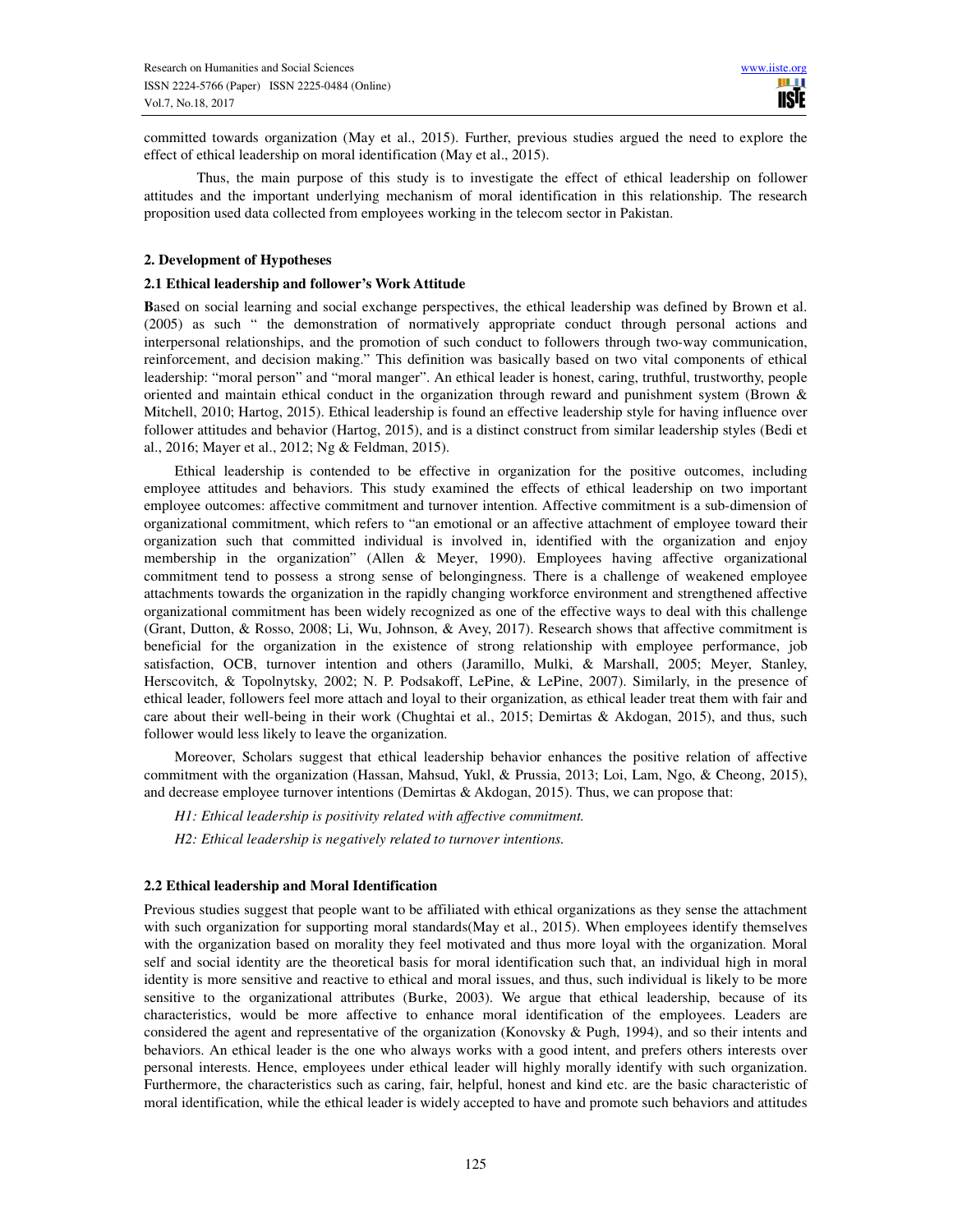committed towards organization (May et al., 2015). Further, previous studies argued the need to explore the effect of ethical leadership on moral identification (May et al., 2015).

Thus, the main purpose of this study is to investigate the effect of ethical leadership on follower attitudes and the important underlying mechanism of moral identification in this relationship. The research proposition used data collected from employees working in the telecom sector in Pakistan.

## 2. Development of Hypotheses

### 2.1 Ethical leadership and follower's Work Attitude

**B**ased on social learning and social exchange perspectives, the ethical leadership was defined by Brown et al. (2005) as such " the demonstration of normatively appropriate conduct through personal actions and interpersonal relationships, and the promotion of such conduct to followers through two-way communication, reinforcement, and decision making." This definition was basically based on two vital components of ethical leadership: "moral person" and "moral manger". An ethical leader is honest, caring, truthful, trustworthy, people oriented and maintain ethical conduct in the organization through reward and punishment system (Brown & Mitchell, 2010; Hartog, 2015). Ethical leadership is found an effective leadership style for having influence over follower attitudes and behavior (Hartog, 2015), and is a distinct construct from similar leadership styles (Bedi et al., 2016; Mayer et al., 2012; Ng & Feldman, 2015).

Ethical leadership is contended to be effective in organization for the positive outcomes, including employee attitudes and behaviors. This study examined the effects of ethical leadership on two important employee outcomes: affective commitment and turnover intention. Affective commitment is a sub-dimension of organizational commitment, which refers to "an emotional or an affective attachment of employee toward their organization such that committed individual is involved in, identified with the organization and enjoy membership in the organization" (Allen & Meyer, 1990). Employees having affective organizational commitment tend to possess a strong sense of belongingness. There is a challenge of weakened employee attachments towards the organization in the rapidly changing workforce environment and strengthened affective organizational commitment has been widely recognized as one of the effective ways to deal with this challenge (Grant, Dutton, & Rosso, 2008; Li, Wu, Johnson, & Avey, 2017). Research shows that affective commitment is beneficial for the organization in the existence of strong relationship with employee performance, job satisfaction, OCB, turnover intention and others (Jaramillo, Mulki, & Marshall, 2005; Meyer, Stanley, Herscovitch, & Topolnytsky, 2002; N. P. Podsakoff, LePine, & LePine, 2007). Similarly, in the presence of ethical leader, followers feel more attach and loyal to their organization, as ethical leader treat them with fair and care about their well-being in their work (Chughtai et al., 2015; Demirtas & Akdogan, 2015), and thus, such follower would less likely to leave the organization.

Moreover, Scholars suggest that ethical leadership behavior enhances the positive relation of affective commitment with the organization (Hassan, Mahsud, Yukl, & Prussia, 2013; Loi, Lam, Ngo, & Cheong, 2015), and decrease employee turnover intentions (Demirtas & Akdogan, 2015). Thus, we can propose that:

*H1: Ethical leadership is positivity related with affective commitment.*

*H2: Ethical leadership is negatively related to turnover intentions.*

### 2.2 Ethical leadership and Moral Identification

Previous studies suggest that people want to be affiliated with ethical organizations as they sense the attachment with such organization for supporting moral standards(May et al., 2015). When employees identify themselves with the organization based on morality they feel motivated and thus more loyal with the organization. Moral self and social identity are the theoretical basis for moral identification such that, an individual high in moral identity is more sensitive and reactive to ethical and moral issues, and thus, such individual is likely to be more sensitive to the organizational attributes (Burke, 2003). We argue that ethical leadership, because of its characteristics, would be more affective to enhance moral identification of the employees. Leaders are considered the agent and representative of the organization (Konovsky & Pugh, 1994), and so their intents and behaviors. An ethical leader is the one who always works with a good intent, and prefers others interests over personal interests. Hence, employees under ethical leader will highly morally identify with such organization. Furthermore, the characteristics such as caring, fair, helpful, honest and kind etc. are the basic characteristic of moral identification, while the ethical leader is widely accepted to have and promote such behaviors and attitudes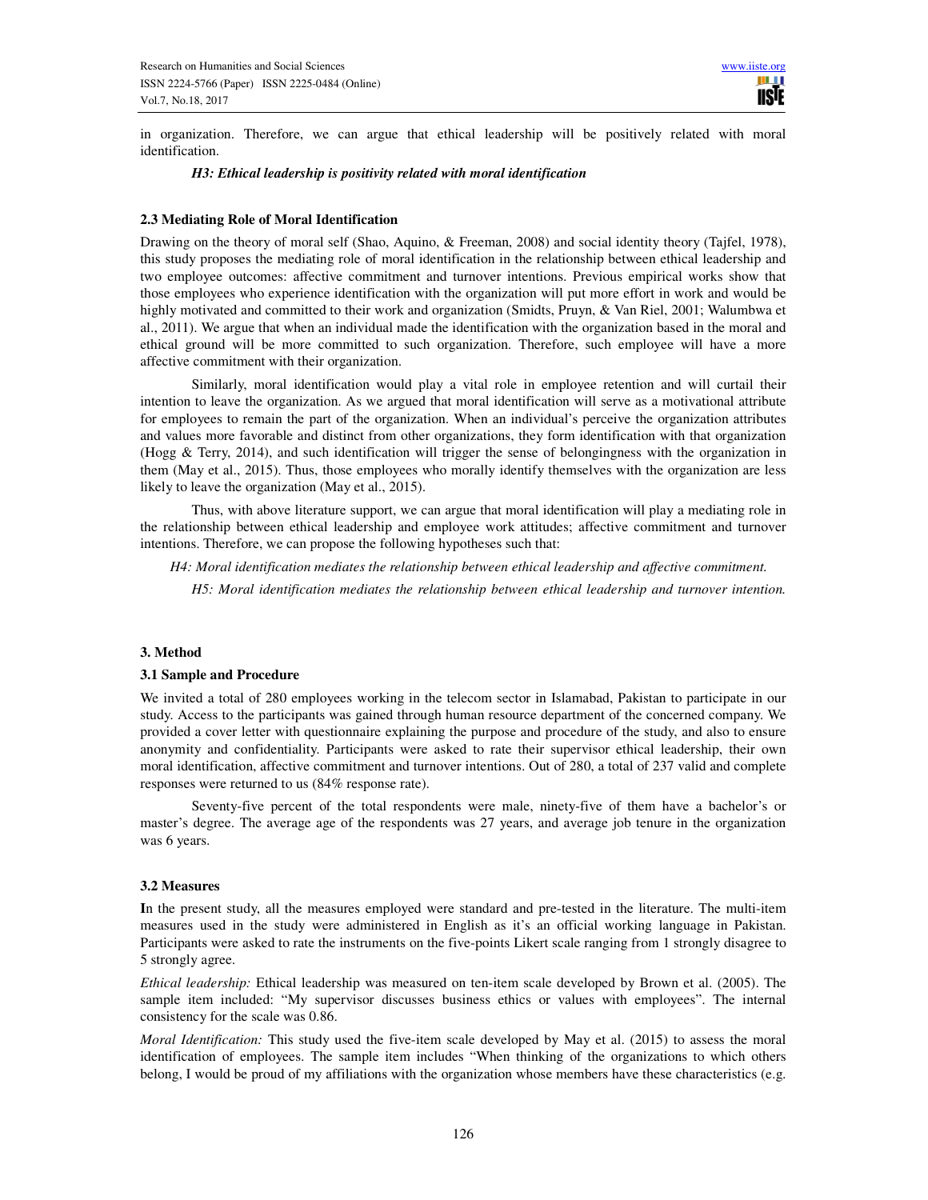in organization. Therefore, we can argue that ethical leadership will be positively related with moral identification.

***H3: Ethical leadership is positivity related with moral identification***

### 2.3 Mediating Role of Moral Identification

Drawing on the theory of moral self (Shao, Aquino, & Freeman, 2008) and social identity theory (Tajfel, 1978), this study proposes the mediating role of moral identification in the relationship between ethical leadership and two employee outcomes: affective commitment and turnover intentions. Previous empirical works show that those employees who experience identification with the organization will put more effort in work and would be highly motivated and committed to their work and organization (Smidts, Pruyn, & Van Riel, 2001; Walumbwa et al., 2011). We argue that when an individual made the identification with the organization based in the moral and ethical ground will be more committed to such organization. Therefore, such employee will have a more affective commitment with their organization.

Similarly, moral identification would play a vital role in employee retention and will curtail their intention to leave the organization. As we argued that moral identification will serve as a motivational attribute for employees to remain the part of the organization. When an individual's perceive the organization attributes and values more favorable and distinct from other organizations, they form identification with that organization (Hogg & Terry, 2014), and such identification will trigger the sense of belongingness with the organization in them (May et al., 2015). Thus, those employees who morally identify themselves with the organization are less likely to leave the organization (May et al., 2015).

Thus, with above literature support, we can argue that moral identification will play a mediating role in the relationship between ethical leadership and employee work attitudes; affective commitment and turnover intentions. Therefore, we can propose the following hypotheses such that:

*H4: Moral identification mediates the relationship between ethical leadership and affective commitment.*

*H5: Moral identification mediates the relationship between ethical leadership and turnover intention.*

## 3. Method

### 3.1 Sample and Procedure

We invited a total of 280 employees working in the telecom sector in Islamabad, Pakistan to participate in our study. Access to the participants was gained through human resource department of the concerned company. We provided a cover letter with questionnaire explaining the purpose and procedure of the study, and also to ensure anonymity and confidentiality. Participants were asked to rate their supervisor ethical leadership, their own moral identification, affective commitment and turnover intentions. Out of 280, a total of 237 valid and complete responses were returned to us (84% response rate).

Seventy-five percent of the total respondents were male, ninety-five of them have a bachelor's or master's degree. The average age of the respondents was 27 years, and average job tenure in the organization was 6 years.

### 3.2 Measures

In the present study, all the measures employed were standard and pre-tested in the literature. The multi-item measures used in the study were administered in English as it's an official working language in Pakistan. Participants were asked to rate the instruments on the five-points Likert scale ranging from 1 strongly disagree to 5 strongly agree.

*Ethical leadership:* Ethical leadership was measured on ten-item scale developed by Brown et al. (2005). The sample item included: "My supervisor discusses business ethics or values with employees". The internal consistency for the scale was 0.86.

*Moral Identification:* This study used the five-item scale developed by May et al. (2015) to assess the moral identification of employees. The sample item includes "When thinking of the organizations to which others belong, I would be proud of my affiliations with the organization whose members have these characteristics (e.g.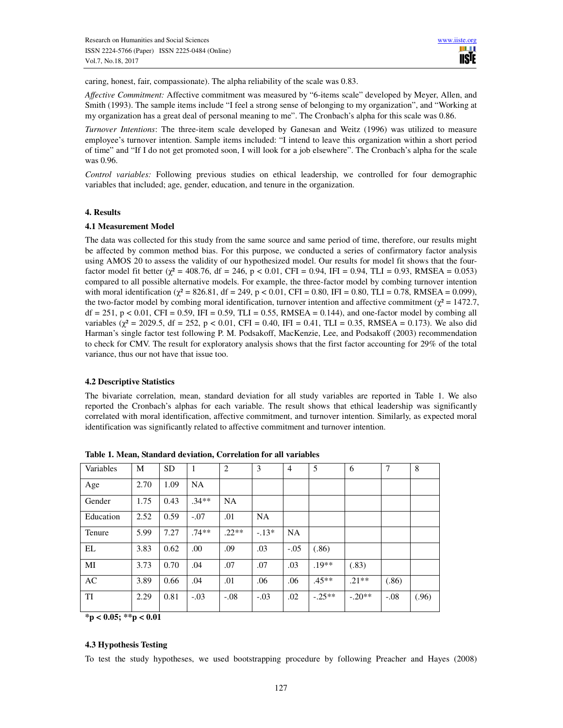caring, honest, fair, compassionate). The alpha reliability of the scale was 0.83.

*Affective Commitment:* Affective commitment was measured by "6-items scale" developed by Meyer, Allen, and Smith (1993). The sample items include "I feel a strong sense of belonging to my organization", and "Working at my organization has a great deal of personal meaning to me". The Cronbach's alpha for this scale was 0.86.

*Turnover Intentions*: The three-item scale developed by Ganesan and Weitz (1996) was utilized to measure employee's turnover intention. Sample items included: "I intend to leave this organization within a short period of time" and "If I do not get promoted soon, I will look for a job elsewhere". The Cronbach's alpha for the scale was 0.96.

*Control variables:* Following previous studies on ethical leadership, we controlled for four demographic variables that included; age, gender, education, and tenure in the organization.

## 4. Results

### 4.1 Measurement Model

The data was collected for this study from the same source and same period of time, therefore, our results might be affected by common method bias. For this purpose, we conducted a series of confirmatory factor analysis using AMOS 20 to assess the validity of our hypothesized model. Our results for model fit shows that the four-factor model fit better ($\chi^2 = 408.76$, df = 246, $p < 0.01$, CFI = 0.94, IFI = 0.94, TLI = 0.93, RMSEA = 0.053) compared to all possible alternative models. For example, the three-factor model by combing turnover intention with moral identification ($\chi^2 = 826.81$, df = 249, $p < 0.01$, CFI = 0.80, IFI = 0.80, TLI = 0.78, RMSEA = 0.099), the two-factor model by combing moral identification, turnover intention and affective commitment ($\chi^2 = 1472.7$, df = 251, $p < 0.01$, CFI = 0.59, IFI = 0.59, TLI = 0.55, RMSEA = 0.144), and one-factor model by combing all variables ($\chi^2 = 2029.5$, df = 252, $p < 0.01$, CFI = 0.40, IFI = 0.41, TLI = 0.35, RMSEA = 0.173). We also did Harman's single factor test following P. M. Podsakoff, MacKenzie, Lee, and Podsakoff (2003) recommendation to check for CMV. The result for exploratory analysis shows that the first factor accounting for 29% of the total variance, thus our not have that issue too.

### 4.2 Descriptive Statistics

The bivariate correlation, mean, standard deviation for all study variables are reported in Table 1. We also reported the Cronbach's alphas for each variable. The result shows that ethical leadership was significantly correlated with moral identification, affective commitment, and turnover intention. Similarly, as expected moral identification was significantly related to affective commitment and turnover intention.

**Table 1. Mean, Standard deviation, Correlation for all variables**

| Variables | M | SD | 1 | 2 | 3 | 4 | 5 | 6 | 7 | 8 |
|---|---|---|---|---|---|---|---|---|---|---|
| Age | 2.70 | 1.09 | NA | | | | | | | |
| Gender | 1.75 | 0.43 | .34** | NA | | | | | | |
| Education | 2.52 | 0.59 | -.07 | .01 | NA | | | | | |
| Tenure | 5.99 | 7.27 | .74** | .22** | -.13* | NA | | | | |
| EL | 3.83 | 0.62 | .00 | .09 | .03 | -.05 | (.86) | | | |
| MI | 3.73 | 0.70 | .04 | .07 | .07 | .03 | .19** | (.83) | | |
| AC | 3.89 | 0.66 | .04 | .01 | .06 | .06 | .45** | .21** | (.86) | |
| TI | 2.29 | 0.81 | -.03 | -.08 | -.03 | .02 | -.25** | -.20** | -.08 | (.96) |

**$^*p < 0.05$; $^{**}p < 0.01$**

### 4.3 Hypothesis Testing

To test the study hypotheses, we used bootstrapping procedure by following Preacher and Hayes (2008)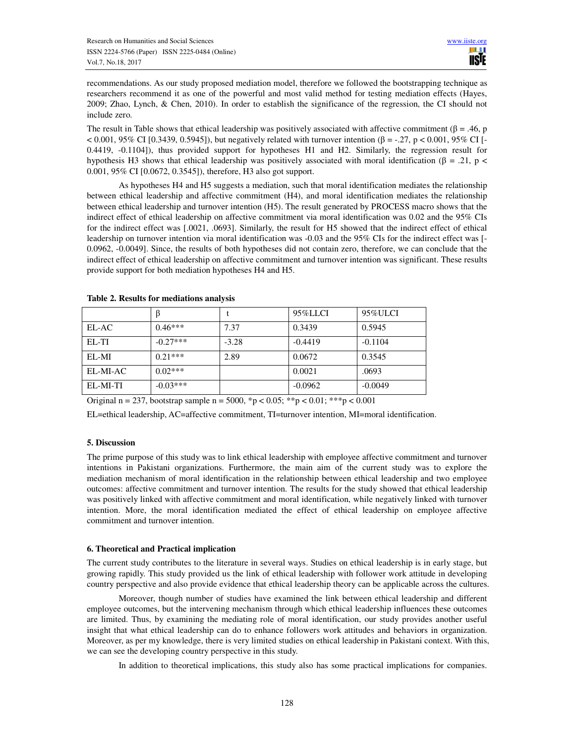recommendations. As our study proposed mediation model, therefore we followed the bootstrapping technique as researchers recommend it as one of the powerful and most valid method for testing mediation effects (Hayes, 2009; Zhao, Lynch, & Chen, 2010). In order to establish the significance of the regression, the CI should not include zero.

The result in Table shows that ethical leadership was positively associated with affective commitment ($\beta = .46$, $p < 0.001$, 95% CI [0.3439, 0.5945]), but negatively related with turnover intention ($\beta = -.27$, $p < 0.001$, 95% CI [-0.4419, -0.1104]), thus provided support for hypotheses H1 and H2. Similarly, the regression result for hypothesis H3 shows that ethical leadership was positively associated with moral identification ($\beta = .21$, $p < 0.001$, 95% CI [0.0672, 0.3545]), therefore, H3 also got support.

As hypotheses H4 and H5 suggests a mediation, such that moral identification mediates the relationship between ethical leadership and affective commitment (H4), and moral identification mediates the relationship between ethical leadership and turnover intention (H5). The result generated by PROCESS macro shows that the indirect effect of ethical leadership on affective commitment via moral identification was 0.02 and the 95% CIs for the indirect effect was [.0021, .0693]. Similarly, the result for H5 showed that the indirect effect of ethical leadership on turnover intention via moral identification was -0.03 and the 95% CIs for the indirect effect was [-0.0962, -0.0049]. Since, the results of both hypotheses did not contain zero, therefore, we can conclude that the indirect effect of ethical leadership on affective commitment and turnover intention was significant. These results provide support for both mediation hypotheses H4 and H5.

**Table 2. Results for mediations analysis**

| | β | t | 95%LLCI | 95%ULCI |
|---|---|---|---|---|
| EL-AC | 0.46*** | 7.37 | 0.3439 | 0.5945 |
| EL-TI | -0.27*** | -3.28 | -0.4419 | -0.1104 |
| EL-MI | 0.21*** | 2.89 | 0.0672 | 0.3545 |
| EL-MI-AC | 0.02*** | | 0.0021 | .0693 |
| EL-MI-TI | -0.03*** | | -0.0962 | -0.0049 |

Original n = 237, bootstrap sample n = 5000, *$p < 0.05$; **$p < 0.01$; ***$p < 0.001$

EL=ethical leadership, AC=affective commitment, TI=turnover intention, MI=moral identification.

## 5. Discussion

The prime purpose of this study was to link ethical leadership with employee affective commitment and turnover intentions in Pakistani organizations. Furthermore, the main aim of the current study was to explore the mediation mechanism of moral identification in the relationship between ethical leadership and two employee outcomes: affective commitment and turnover intention. The results for the study showed that ethical leadership was positively linked with affective commitment and moral identification, while negatively linked with turnover intention. More, the moral identification mediated the effect of ethical leadership on employee affective commitment and turnover intention.

## 6. Theoretical and Practical implication

The current study contributes to the literature in several ways. Studies on ethical leadership is in early stage, but growing rapidly. This study provided us the link of ethical leadership with follower work attitude in developing country perspective and also provide evidence that ethical leadership theory can be applicable across the cultures.

Moreover, though number of studies have examined the link between ethical leadership and different employee outcomes, but the intervening mechanism through which ethical leadership influences these outcomes are limited. Thus, by examining the mediating role of moral identification, our study provides another useful insight that what ethical leadership can do to enhance followers work attitudes and behaviors in organization. Moreover, as per my knowledge, there is very limited studies on ethical leadership in Pakistani context. With this, we can see the developing country perspective in this study.

In addition to theoretical implications, this study also has some practical implications for companies.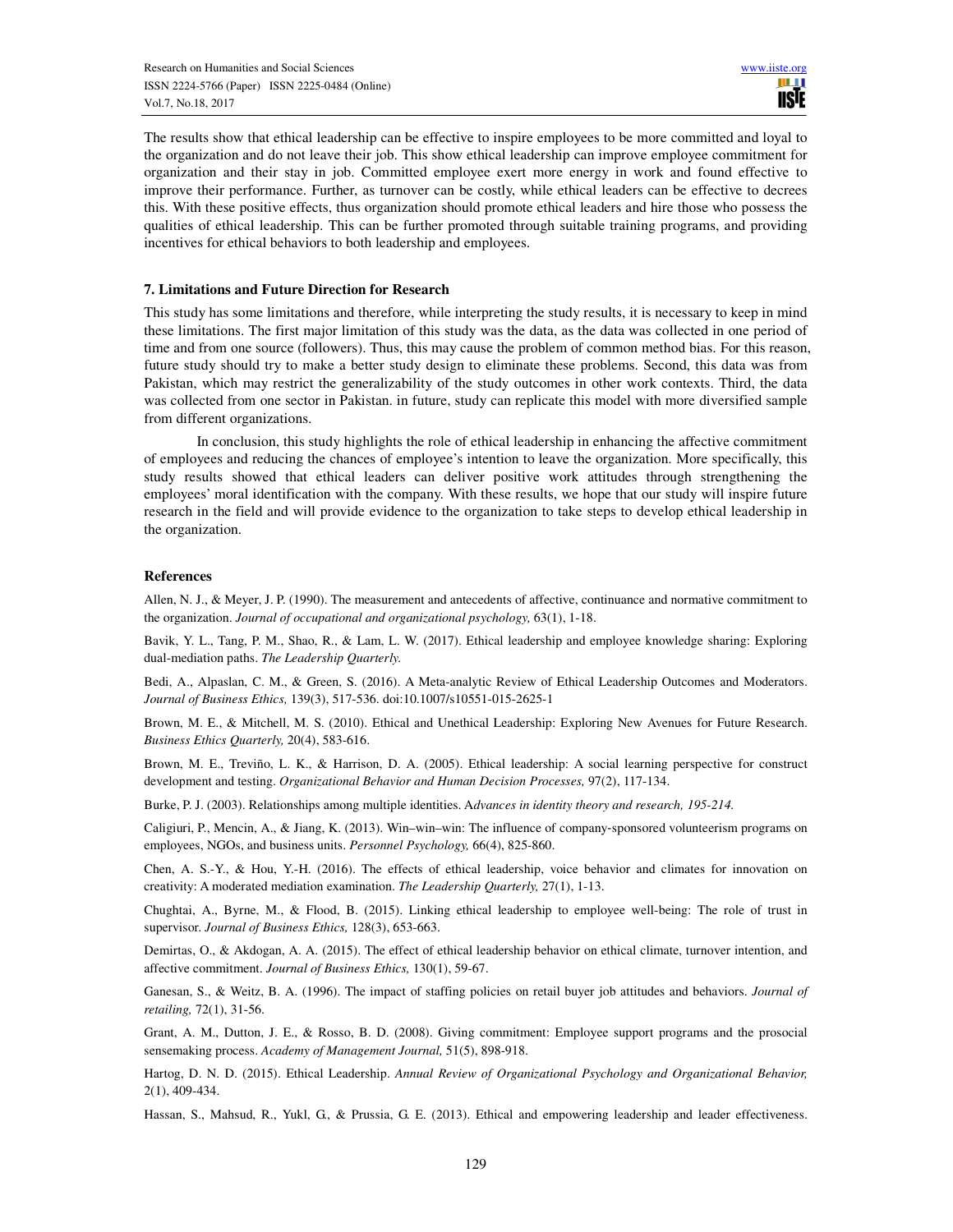The results show that ethical leadership can be effective to inspire employees to be more committed and loyal to the organization and do not leave their job. This show ethical leadership can improve employee commitment for organization and their stay in job. Committed employee exert more energy in work and found effective to improve their performance. Further, as turnover can be costly, while ethical leaders can be effective to decrees this. With these positive effects, thus organization should promote ethical leaders and hire those who possess the qualities of ethical leadership. This can be further promoted through suitable training programs, and providing incentives for ethical behaviors to both leadership and employees.

### 7. Limitations and Future Direction for Research

This study has some limitations and therefore, while interpreting the study results, it is necessary to keep in mind these limitations. The first major limitation of this study was the data, as the data was collected in one period of time and from one source (followers). Thus, this may cause the problem of common method bias. For this reason, future study should try to make a better study design to eliminate these problems. Second, this data was from Pakistan, which may restrict the generalizability of the study outcomes in other work contexts. Third, the data was collected from one sector in Pakistan. in future, study can replicate this model with more diversified sample from different organizations.

In conclusion, this study highlights the role of ethical leadership in enhancing the affective commitment of employees and reducing the chances of employee's intention to leave the organization. More specifically, this study results showed that ethical leaders can deliver positive work attitudes through strengthening the employees' moral identification with the company. With these results, we hope that our study will inspire future research in the field and will provide evidence to the organization to take steps to develop ethical leadership in the organization.

### References

Allen, N. J., & Meyer, J. P. (1990). The measurement and antecedents of affective, continuance and normative commitment to the organization. *Journal of occupational and organizational psychology,* 63(1), 1-18.

Bavik, Y. L., Tang, P. M., Shao, R., & Lam, L. W. (2017). Ethical leadership and employee knowledge sharing: Exploring dual-mediation paths. *The Leadership Quarterly.*

Bedi, A., Alpaslan, C. M., & Green, S. (2016). A Meta-analytic Review of Ethical Leadership Outcomes and Moderators. *Journal of Business Ethics,* 139(3), 517-536. doi:10.1007/s10551-015-2625-1

Brown, M. E., & Mitchell, M. S. (2010). Ethical and Unethical Leadership: Exploring New Avenues for Future Research. *Business Ethics Quarterly,* 20(4), 583-616.

Brown, M. E., Treviño, L. K., & Harrison, D. A. (2005). Ethical leadership: A social learning perspective for construct development and testing. *Organizational Behavior and Human Decision Processes,* 97(2), 117-134.

Burke, P. J. (2003). Relationships among multiple identities. A*dvances in identity theory and research, 195-214.*

Caligiuri, P., Mencin, A., & Jiang, K. (2013). Win–win–win: The influence of company-sponsored volunteerism programs on employees, NGOs, and business units. *Personnel Psychology,* 66(4), 825-860.

Chen, A. S.-Y., & Hou, Y.-H. (2016). The effects of ethical leadership, voice behavior and climates for innovation on creativity: A moderated mediation examination. *The Leadership Quarterly,* 27(1), 1-13.

Chughtai, A., Byrne, M., & Flood, B. (2015). Linking ethical leadership to employee well-being: The role of trust in supervisor. *Journal of Business Ethics,* 128(3), 653-663.

Demirtas, O., & Akdogan, A. A. (2015). The effect of ethical leadership behavior on ethical climate, turnover intention, and affective commitment. *Journal of Business Ethics,* 130(1), 59-67.

Ganesan, S., & Weitz, B. A. (1996). The impact of staffing policies on retail buyer job attitudes and behaviors. *Journal of retailing,* 72(1), 31-56.

Grant, A. M., Dutton, J. E., & Rosso, B. D. (2008). Giving commitment: Employee support programs and the prosocial sensemaking process. *Academy of Management Journal,* 51(5), 898-918.

Hartog, D. N. D. (2015). Ethical Leadership. *Annual Review of Organizational Psychology and Organizational Behavior,* 2(1), 409-434.

Hassan, S., Mahsud, R., Yukl, G., & Prussia, G. E. (2013). Ethical and empowering leadership and leader effectiveness.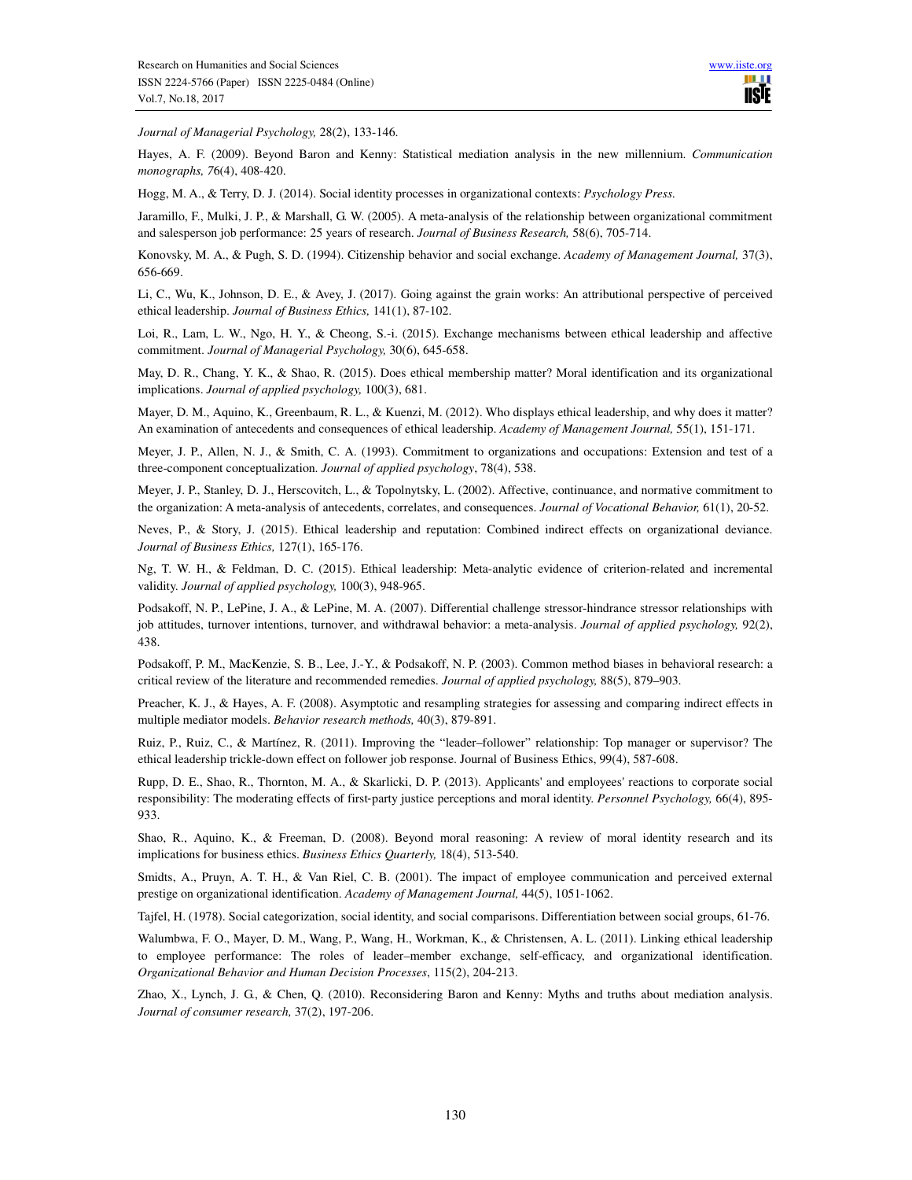*Journal of Managerial Psychology,* 28(2), 133-146.

Hayes, A. F. (2009). Beyond Baron and Kenny: Statistical mediation analysis in the new millennium. *Communication monographs, 76*(4), 408-420.

Hogg, M. A., & Terry, D. J. (2014). Social identity processes in organizational contexts: *Psychology Press.*

Jaramillo, F., Mulki, J. P., & Marshall, G. W. (2005). A meta-analysis of the relationship between organizational commitment and salesperson job performance: 25 years of research. *Journal of Business Research,* 58(6), 705-714.

Konovsky, M. A., & Pugh, S. D. (1994). Citizenship behavior and social exchange. *Academy of Management Journal,* 37(3), 656-669.

Li, C., Wu, K., Johnson, D. E., & Avey, J. (2017). Going against the grain works: An attributional perspective of perceived ethical leadership. *Journal of Business Ethics,* 141(1), 87-102.

Loi, R., Lam, L. W., Ngo, H. Y., & Cheong, S.-i. (2015). Exchange mechanisms between ethical leadership and affective commitment. *Journal of Managerial Psychology,* 30(6), 645-658.

May, D. R., Chang, Y. K., & Shao, R. (2015). Does ethical membership matter? Moral identification and its organizational implications. *Journal of applied psychology,* 100(3), 681.

Mayer, D. M., Aquino, K., Greenbaum, R. L., & Kuenzi, M. (2012). Who displays ethical leadership, and why does it matter? An examination of antecedents and consequences of ethical leadership. *Academy of Management Journal,* 55(1), 151-171.

Meyer, J. P., Allen, N. J., & Smith, C. A. (1993). Commitment to organizations and occupations: Extension and test of a three-component conceptualization. *Journal of applied psychology*, 78(4), 538.

Meyer, J. P., Stanley, D. J., Herscovitch, L., & Topolnytsky, L. (2002). Affective, continuance, and normative commitment to the organization: A meta-analysis of antecedents, correlates, and consequences. *Journal of Vocational Behavior,* 61(1), 20-52.

Neves, P., & Story, J. (2015). Ethical leadership and reputation: Combined indirect effects on organizational deviance. *Journal of Business Ethics,* 127(1), 165-176.

Ng, T. W. H., & Feldman, D. C. (2015). Ethical leadership: Meta-analytic evidence of criterion-related and incremental validity. *Journal of applied psychology,* 100(3), 948-965.

Podsakoff, N. P., LePine, J. A., & LePine, M. A. (2007). Differential challenge stressor-hindrance stressor relationships with job attitudes, turnover intentions, turnover, and withdrawal behavior: a meta-analysis. *Journal of applied psychology,* 92(2), 438.

Podsakoff, P. M., MacKenzie, S. B., Lee, J.-Y., & Podsakoff, N. P. (2003). Common method biases in behavioral research: a critical review of the literature and recommended remedies. *Journal of applied psychology,* 88(5), 879–903.

Preacher, K. J., & Hayes, A. F. (2008). Asymptotic and resampling strategies for assessing and comparing indirect effects in multiple mediator models. *Behavior research methods,* 40(3), 879-891.

Ruiz, P., Ruiz, C., & Martínez, R. (2011). Improving the "leader–follower" relationship: Top manager or supervisor? The ethical leadership trickle-down effect on follower job response. Journal of Business Ethics, 99(4), 587-608.

Rupp, D. E., Shao, R., Thornton, M. A., & Skarlicki, D. P. (2013). Applicants' and employees' reactions to corporate social responsibility: The moderating effects of first-party justice perceptions and moral identity. *Personnel Psychology,* 66(4), 895-933.

Shao, R., Aquino, K., & Freeman, D. (2008). Beyond moral reasoning: A review of moral identity research and its implications for business ethics. *Business Ethics Quarterly,* 18(4), 513-540.

Smidts, A., Pruyn, A. T. H., & Van Riel, C. B. (2001). The impact of employee communication and perceived external prestige on organizational identification. *Academy of Management Journal,* 44(5), 1051-1062.

Tajfel, H. (1978). Social categorization, social identity, and social comparisons. Differentiation between social groups, 61-76.

Walumbwa, F. O., Mayer, D. M., Wang, P., Wang, H., Workman, K., & Christensen, A. L. (2011). Linking ethical leadership to employee performance: The roles of leader–member exchange, self-efficacy, and organizational identification. *Organizational Behavior and Human Decision Processes*, 115(2), 204-213.

Zhao, X., Lynch, J. G., & Chen, Q. (2010). Reconsidering Baron and Kenny: Myths and truths about mediation analysis. *Journal of consumer research,* 37(2), 197-206.